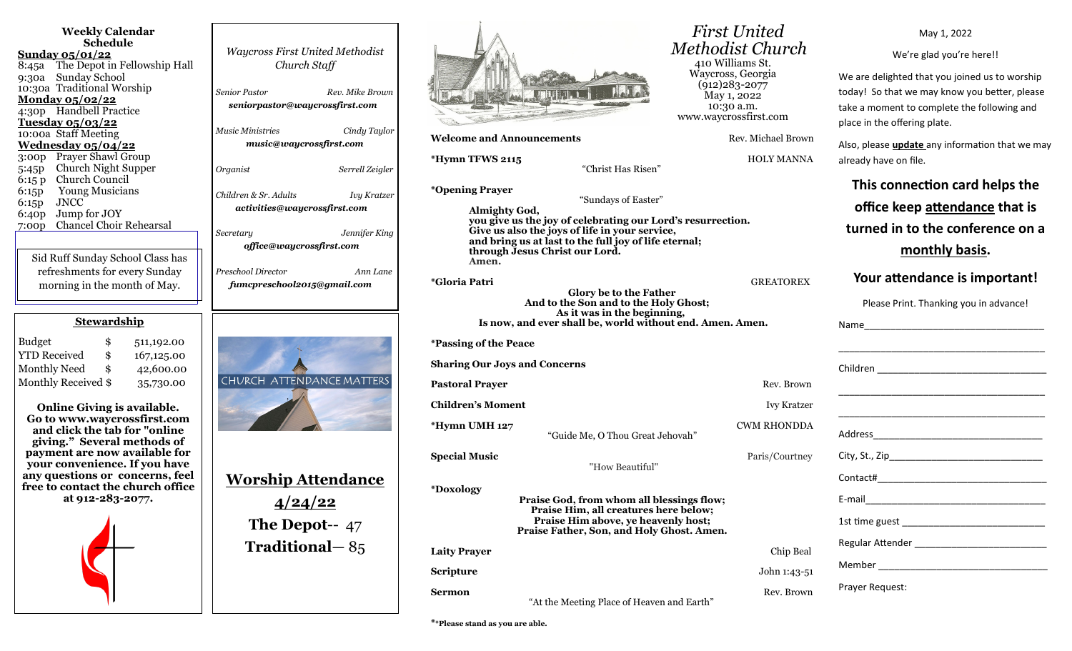## Weekly Calendar Schedule

**Sunday 05/01/22**
8:45a The Depot in Fellowship Hall
9:30a Sunday School
10:30a Traditional Worship

**Monday 05/02/22**
4:30p Handbell Practice

**Tuesday 05/03/22**
10:00a Staff Meeting

**Wednesday 05/04/22**
3:00p Prayer Shawl Group
5:45p Church Night Supper
6:15 p Church Council
6:15p Young Musicians
6:15p JNCC
6:40p Jump for JOY
7:00p Chancel Choir Rehearsal

Sid Ruff Sunday School Class has refreshments for every Sunday morning in the month of May.

### Stewardship

| | | |
|---|---|---|
| Budget | $ | 511,192.00 |
| YTD Received | $ | 167,125.00 |
| Monthly Need | $ | 42,600.00 |
| Monthly Received | $ | 35,730.00 |

**Online Giving is available. Go to www.waycrossfirst.com and click the tab for "online giving." Several methods of payment are now available for your convenience. If you have any questions or concerns, feel free to contact the church office at 912-283-2077.**

*Waycross First United Methodist Church Staff*

*Senior Pastor* — *Rev. Mike Brown*
***seniorpastor@waycrossfirst.com***

*Music Ministries* — *Cindy Taylor*
***music@waycrossfirst.com***

*Organist* — *Serrell Zeigler*

*Children & Sr. Adults* — *Ivy Kratzer*
***activities@waycrossfirst.com***

*Secretary* — *Jennifer King*
***office@waycrossfirst.com***

*Preschool Director* — *Ann Lane*
***fumcpreschool2015@gmail.com***

CHURCH ATTENDANCE MATTERS

## Worship Attendance

**4/24/22**

**The Depot--** 47

**Traditional—** 85

# *First United Methodist Church*

410 Williams St.
Waycross, Georgia
(912)283-2077
May 1, 2022
10:30 a.m.
www.waycrossfirst.com

**Welcome and Announcements** — Rev. Michael Brown

**\*Hymn TFWS 2115** — HOLY MANNA
"Christ Has Risen"

**\*Opening Prayer**
"Sundays of Easter"

**Almighty God,**
**you give us the joy of celebrating our Lord's resurrection.**
**Give us also the joys of life in your service,**
**and bring us at last to the full joy of life eternal;**
**through Jesus Christ our Lord.**
**Amen.**

**\*Gloria Patri** — GREATOREX

**Glory be to the Father**
**And to the Son and to the Holy Ghost;**
**As it was in the beginning,**
**Is now, and ever shall be, world without end. Amen. Amen.**

**\*Passing of the Peace**

**Sharing Our Joys and Concerns**

**Pastoral Prayer** — Rev. Brown

**Children's Moment** — Ivy Kratzer

**\*Hymn UMH 127** — CWM RHONDDA
"Guide Me, O Thou Great Jehovah"

**Special Music** — Paris/Courtney
"How Beautiful"

**\*Doxology**

**Praise God, from whom all blessings flow;**
**Praise Him, all creatures here below;**
**Praise Him above, ye heavenly host;**
**Praise Father, Son, and Holy Ghost. Amen.**

**Laity Prayer** — Chip Beal

**Scripture** — John 1:43-51

**Sermon** — Rev. Brown
"At the Meeting Place of Heaven and Earth"

**\*Please stand as you are able.**

May 1, 2022

We're glad you're here!!

We are delighted that you joined us to worship today! So that we may know you better, please take a moment to complete the following and place in the offering plate.

Also, please **update** any information that we may already have on file.

**This connection card helps the office keep attendance that is turned in to the conference on a monthly basis.**

**Your attendance is important!**

Please Print. Thanking you in advance!

Name\_\_\_\_\_\_\_\_\_\_\_\_\_\_\_\_\_\_\_\_\_\_\_\_\_\_\_\_\_\_

\_\_\_\_\_\_\_\_\_\_\_\_\_\_\_\_\_\_\_\_\_\_\_\_\_\_\_\_\_\_\_\_\_\_

Children \_\_\_\_\_\_\_\_\_\_\_\_\_\_\_\_\_\_\_\_\_\_\_\_\_\_\_\_

\_\_\_\_\_\_\_\_\_\_\_\_\_\_\_\_\_\_\_\_\_\_\_\_\_\_\_\_\_\_\_\_\_\_

\_\_\_\_\_\_\_\_\_\_\_\_\_\_\_\_\_\_\_\_\_\_\_\_\_\_\_\_\_\_\_\_\_\_

Address\_\_\_\_\_\_\_\_\_\_\_\_\_\_\_\_\_\_\_\_\_\_\_\_\_\_\_\_

City, St., Zip\_\_\_\_\_\_\_\_\_\_\_\_\_\_\_\_\_\_\_\_\_\_\_\_

Contact#\_\_\_\_\_\_\_\_\_\_\_\_\_\_\_\_\_\_\_\_\_\_\_\_\_\_\_

E-mail\_\_\_\_\_\_\_\_\_\_\_\_\_\_\_\_\_\_\_\_\_\_\_\_\_\_\_\_\_

1st time guest \_\_\_\_\_\_\_\_\_\_\_\_\_\_\_\_\_\_\_\_\_\_\_

Regular Attender \_\_\_\_\_\_\_\_\_\_\_\_\_\_\_\_\_\_\_\_\_

Member \_\_\_\_\_\_\_\_\_\_\_\_\_\_\_\_\_\_\_\_\_\_\_\_\_\_\_

Prayer Request: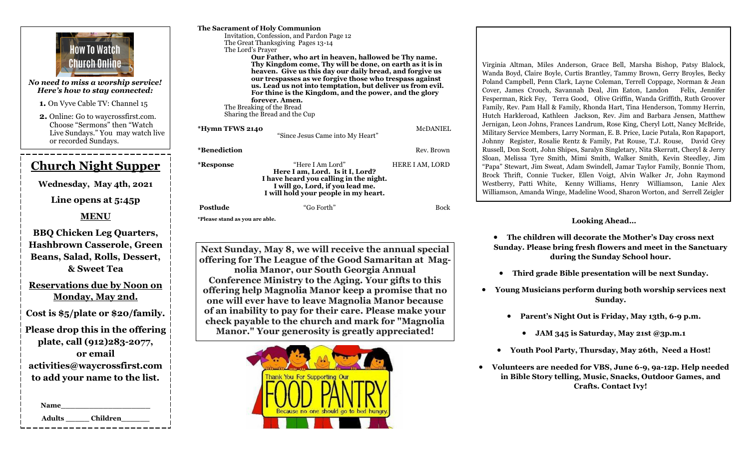## How To Watch Church Online

*No need to miss a worship service! Here's how to stay connected:*

1. On Vyve Cable TV: Channel 15
2. Online: Go to waycrossfirst.com. Choose "Sermons" then "Watch Live Sundays." You may watch live or recorded Sundays.

# Church Night Supper

**Wednesday, May 4th, 2021**

**Line opens at 5:45p**

**MENU**

**BBQ Chicken Leg Quarters, Hashbrown Casserole, Green Beans, Salad, Rolls, Dessert, & Sweet Tea**

**Reservations due by Noon on Monday, May 2nd.**

**Cost is $5/plate or $20/family.**

**Please drop this in the offering plate, call (912)283-2077, or email activities@waycrossfirst.com to add your name to the list.**

**Name____________________**

**Adults _____ Children______**

**The Sacrament of Holy Communion**

Invitation, Confession, and Pardon Page 12
The Great Thanksgiving Pages 13-14
The Lord's Prayer

**Our Father, who art in heaven, hallowed be Thy name. Thy Kingdom come, Thy will be done, on earth as it is in heaven. Give us this day our daily bread, and forgive us our trespasses as we forgive those who trespass against us. Lead us not into temptation, but deliver us from evil. For thine is the Kingdom, and the power, and the glory forever. Amen.**

The Breaking of the Bread
Sharing the Bread and the Cup

**\*Hymn TFWS 2140** "Since Jesus Came into My Heart" McDANIEL

**\*Benediction** Rev. Brown

**\*Response** "Here I Am Lord" HERE I AM, LORD

**Here I am, Lord. Is it I, Lord?**
**I have heard you calling in the night.**
**I will go, Lord, if you lead me.**
**I will hold your people in my heart.**

**Postlude** "Go Forth" Bock

**\*Please stand as you are able.**

**Next Sunday, May 8, we will receive the annual special offering for The League of the Good Samaritan at Magnolia Manor, our South Georgia Annual Conference Ministry to the Aging. Your gifts to this offering help Magnolia Manor keep a promise that no one will ever have to leave Magnolia Manor because of an inability to pay for their care. Please make your check payable to the church and mark for "Magnolia Manor." Your generosity is greatly appreciated!**

Thank You For Supporting Our FOOD PANTRY Because no one should go to bed hungry.

Virginia Altman, Miles Anderson, Grace Bell, Marsha Bishop, Patsy Blalock, Wanda Boyd, Claire Boyle, Curtis Brantley, Tammy Brown, Gerry Broyles, Becky Poland Campbell, Penn Clark, Layne Coleman, Terrell Coppage, Norman & Jean Cover, James Crouch, Savannah Deal, Jim Eaton, Landon Felix, Jennifer Fesperman, Rick Fey, Terra Good, Olive Griffin, Wanda Griffith, Ruth Groover Family, Rev. Pam Hall & Family, Rhonda Hart, Tina Henderson, Tommy Herrin, Hutch Harkleroad, Kathleen Jackson, Rev. Jim and Barbara Jensen, Matthew Jernigan, Leon Johns, Frances Landrum, Rose King, Cheryl Lott, Nancy McBride, Military Service Members, Larry Norman, E. B. Price, Lucie Putala, Ron Rapaport, Johnny Register, Rosalie Rentz & Family, Pat Rouse, T.J. Rouse, David Grey Russell, Don Scott, John Shipes, Saralyn Singletary, Nita Skerratt, Cheryl & Jerry Sloan, Melissa Tyre Smith, Mimi Smith, Walker Smith, Kevin Steedley, Jim "Papa" Stewart, Jim Sweat, Adam Swindell, Jamar Taylor Family, Bonnie Thom, Brock Thrift, Connie Tucker, Ellen Voigt, Alvin Walker Jr, John Raymond Westberry, Patti White, Kenny Williams, Henry Williamson, Lanie Alex Williamson, Amanda Winge, Madeline Wood, Sharon Worton, and Serrell Zeigler

**Looking Ahead…**

- **The children will decorate the Mother's Day cross next Sunday. Please bring fresh flowers and meet in the Sanctuary during the Sunday School hour.**
- **Third grade Bible presentation will be next Sunday.**
- **Young Musicians perform during both worship services next Sunday.**
- **Parent's Night Out is Friday, May 13th, 6-9 p.m.**
- **JAM 345 is Saturday, May 21st @3p.m.1**
- **Youth Pool Party, Thursday, May 26th, Need a Host!**
- **Volunteers are needed for VBS, June 6-9, 9a-12p. Help needed in Bible Story telling, Music, Snacks, Outdoor Games, and Crafts. Contact Ivy!**